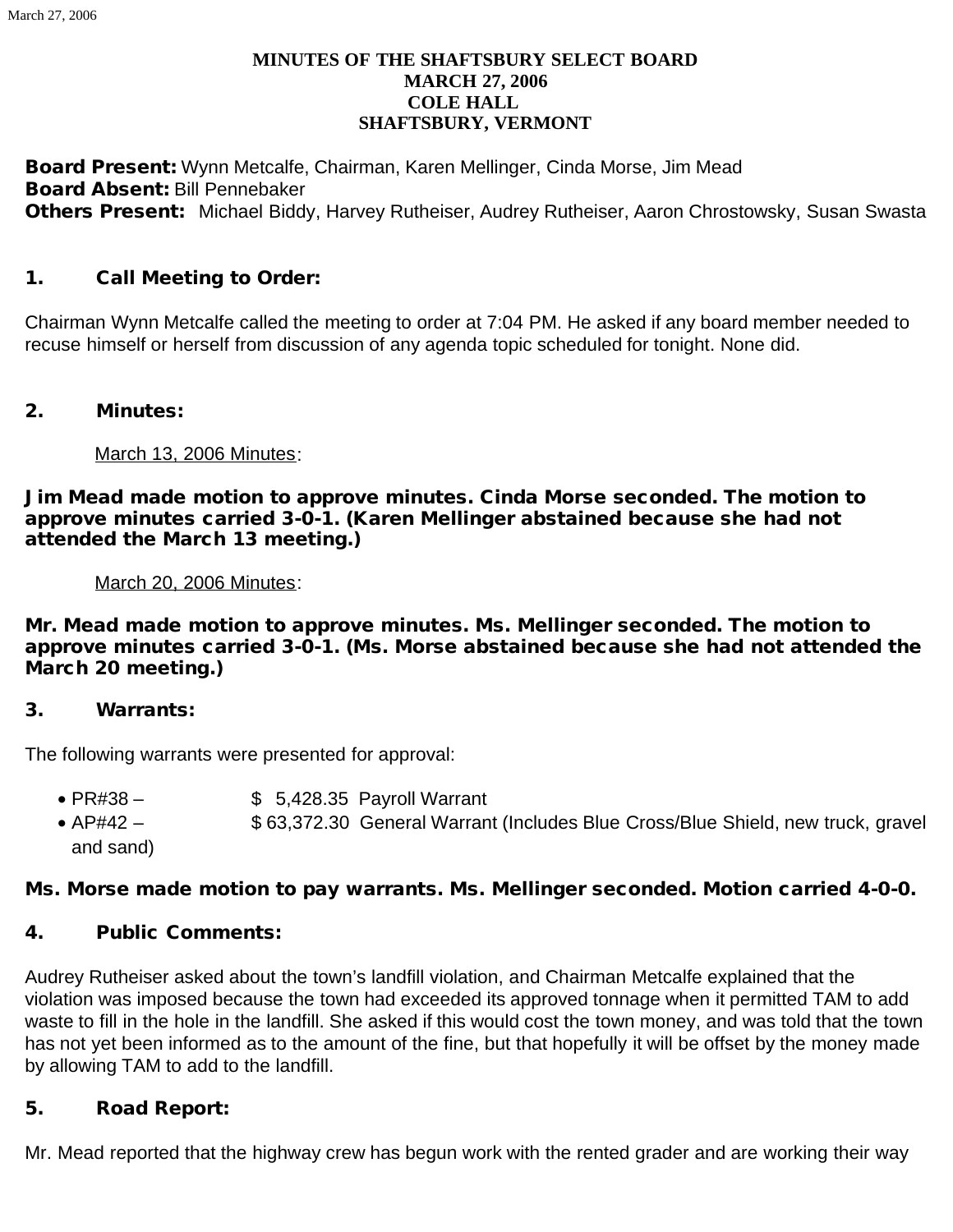# MINUTES OF THE SHAFTSBURY SELECT BOARD
## MARCH 27, 2006
## COLE HALL
## SHAFTSBURY, VERMONT

**Board Present:** Wynn Metcalfe, Chairman, Karen Mellinger, Cinda Morse, Jim Mead
**Board Absent:** Bill Pennebaker
**Others Present:** Michael Biddy, Harvey Rutheiser, Audrey Rutheiser, Aaron Chrostowsky, Susan Swasta

### 1. Call Meeting to Order:

Chairman Wynn Metcalfe called the meeting to order at 7:04 PM. He asked if any board member needed to recuse himself or herself from discussion of any agenda topic scheduled for tonight. None did.

### 2. Minutes:

March 13, 2006 Minutes:

**Jim Mead made motion to approve minutes. Cinda Morse seconded. The motion to approve minutes carried 3-0-1. (Karen Mellinger abstained because she had not attended the March 13 meeting.)**

March 20, 2006 Minutes:

**Mr. Mead made motion to approve minutes. Ms. Mellinger seconded. The motion to approve minutes carried 3-0-1. (Ms. Morse abstained because she had not attended the March 20 meeting.)**

### 3. Warrants:

The following warrants were presented for approval:

- PR#38 – $ 5,428.35 Payroll Warrant
- AP#42 – $ 63,372.30 General Warrant (Includes Blue Cross/Blue Shield, new truck, gravel and sand)

**Ms. Morse made motion to pay warrants. Ms. Mellinger seconded. Motion carried 4-0-0.**

### 4. Public Comments:

Audrey Rutheiser asked about the town's landfill violation, and Chairman Metcalfe explained that the violation was imposed because the town had exceeded its approved tonnage when it permitted TAM to add waste to fill in the hole in the landfill. She asked if this would cost the town money, and was told that the town has not yet been informed as to the amount of the fine, but that hopefully it will be offset by the money made by allowing TAM to add to the landfill.

### 5. Road Report:

Mr. Mead reported that the highway crew has begun work with the rented grader and are working their way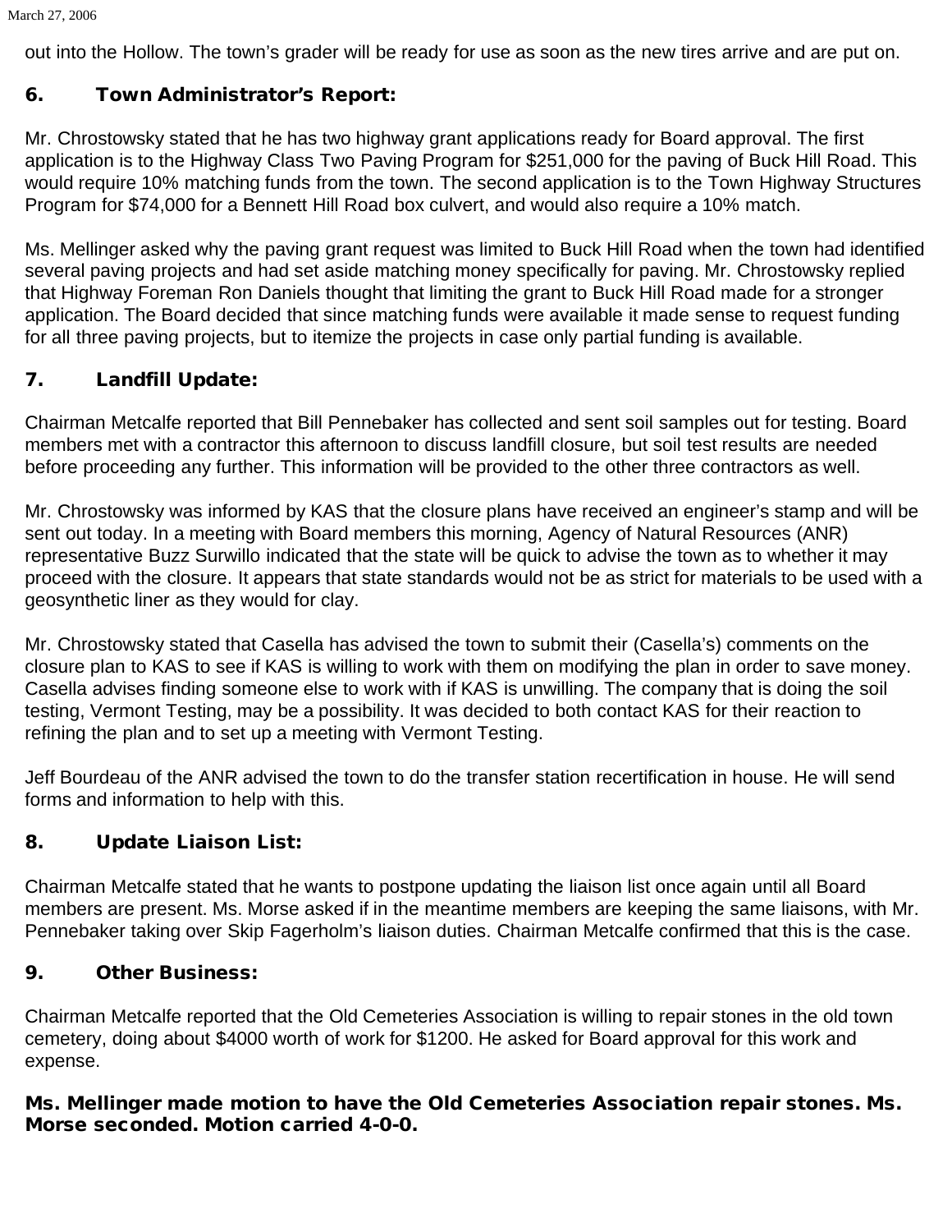out into the Hollow. The town's grader will be ready for use as soon as the new tires arrive and are put on.

## 6. Town Administrator's Report:

Mr. Chrostowsky stated that he has two highway grant applications ready for Board approval. The first application is to the Highway Class Two Paving Program for $251,000 for the paving of Buck Hill Road. This would require 10% matching funds from the town. The second application is to the Town Highway Structures Program for $74,000 for a Bennett Hill Road box culvert, and would also require a 10% match.

Ms. Mellinger asked why the paving grant request was limited to Buck Hill Road when the town had identified several paving projects and had set aside matching money specifically for paving. Mr. Chrostowsky replied that Highway Foreman Ron Daniels thought that limiting the grant to Buck Hill Road made for a stronger application. The Board decided that since matching funds were available it made sense to request funding for all three paving projects, but to itemize the projects in case only partial funding is available.

## 7. Landfill Update:

Chairman Metcalfe reported that Bill Pennebaker has collected and sent soil samples out for testing. Board members met with a contractor this afternoon to discuss landfill closure, but soil test results are needed before proceeding any further. This information will be provided to the other three contractors as well.

Mr. Chrostowsky was informed by KAS that the closure plans have received an engineer's stamp and will be sent out today. In a meeting with Board members this morning, Agency of Natural Resources (ANR) representative Buzz Surwillo indicated that the state will be quick to advise the town as to whether it may proceed with the closure. It appears that state standards would not be as strict for materials to be used with a geosynthetic liner as they would for clay.

Mr. Chrostowsky stated that Casella has advised the town to submit their (Casella's) comments on the closure plan to KAS to see if KAS is willing to work with them on modifying the plan in order to save money. Casella advises finding someone else to work with if KAS is unwilling. The company that is doing the soil testing, Vermont Testing, may be a possibility. It was decided to both contact KAS for their reaction to refining the plan and to set up a meeting with Vermont Testing.

Jeff Bourdeau of the ANR advised the town to do the transfer station recertification in house. He will send forms and information to help with this.

## 8. Update Liaison List:

Chairman Metcalfe stated that he wants to postpone updating the liaison list once again until all Board members are present. Ms. Morse asked if in the meantime members are keeping the same liaisons, with Mr. Pennebaker taking over Skip Fagerholm's liaison duties. Chairman Metcalfe confirmed that this is the case.

## 9. Other Business:

Chairman Metcalfe reported that the Old Cemeteries Association is willing to repair stones in the old town cemetery, doing about $4000 worth of work for $1200. He asked for Board approval for this work and expense.

**Ms. Mellinger made motion to have the Old Cemeteries Association repair stones. Ms. Morse seconded. Motion carried 4-0-0.**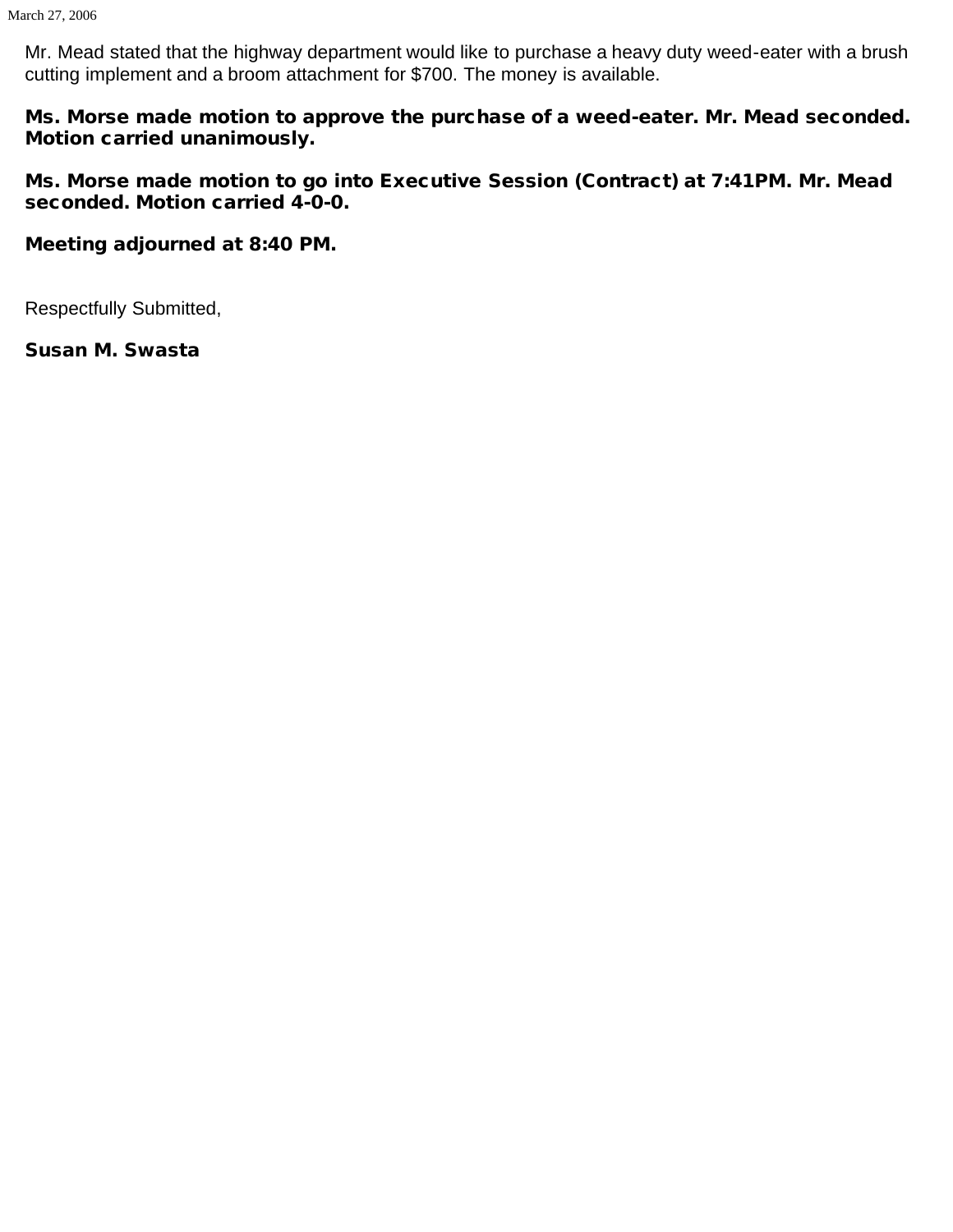Mr. Mead stated that the highway department would like to purchase a heavy duty weed-eater with a brush cutting implement and a broom attachment for $700. The money is available.

**Ms. Morse made motion to approve the purchase of a weed-eater. Mr. Mead seconded. Motion carried unanimously.**

**Ms. Morse made motion to go into Executive Session (Contract) at 7:41PM. Mr. Mead seconded. Motion carried 4-0-0.**

**Meeting adjourned at 8:40 PM.**

Respectfully Submitted,

**Susan M. Swasta**